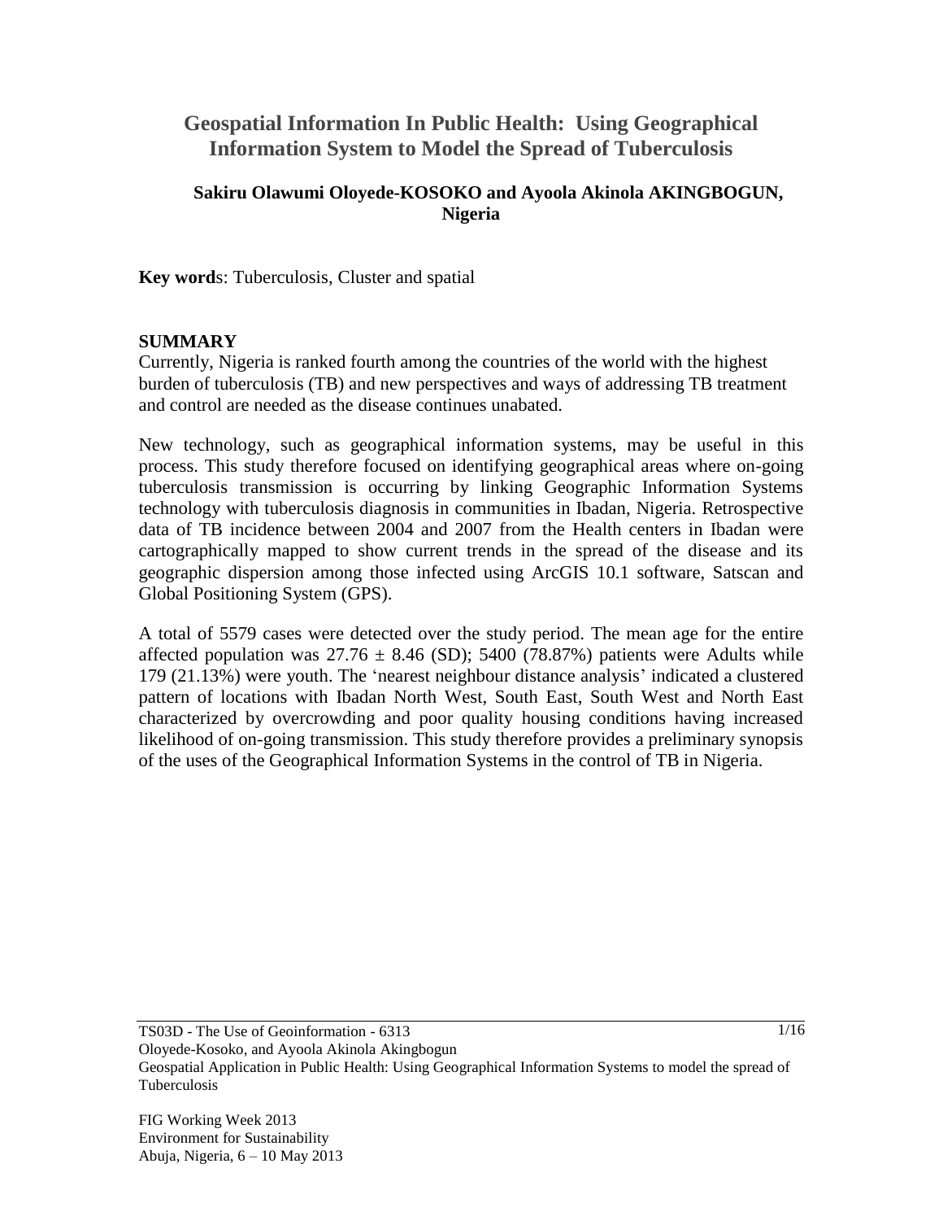# Geospatial Information In Public Health: Using Geographical Information System to Model the Spread of Tuberculosis

**Sakiru Olawumi Oloyede-KOSOKO and Ayoola Akinola AKINGBOGUN, Nigeria**

**Key words**: Tuberculosis, Cluster and spatial

## SUMMARY

Currently, Nigeria is ranked fourth among the countries of the world with the highest burden of tuberculosis (TB) and new perspectives and ways of addressing TB treatment and control are needed as the disease continues unabated.

New technology, such as geographical information systems, may be useful in this process. This study therefore focused on identifying geographical areas where on-going tuberculosis transmission is occurring by linking Geographic Information Systems technology with tuberculosis diagnosis in communities in Ibadan, Nigeria. Retrospective data of TB incidence between 2004 and 2007 from the Health centers in Ibadan were cartographically mapped to show current trends in the spread of the disease and its geographic dispersion among those infected using ArcGIS 10.1 software, Satscan and Global Positioning System (GPS).

A total of 5579 cases were detected over the study period. The mean age for the entire affected population was $27.76 \pm 8.46$ (SD); 5400 (78.87%) patients were Adults while 179 (21.13%) were youth. The 'nearest neighbour distance analysis' indicated a clustered pattern of locations with Ibadan North West, South East, South West and North East characterized by overcrowding and poor quality housing conditions having increased likelihood of on-going transmission. This study therefore provides a preliminary synopsis of the uses of the Geographical Information Systems in the control of TB in Nigeria.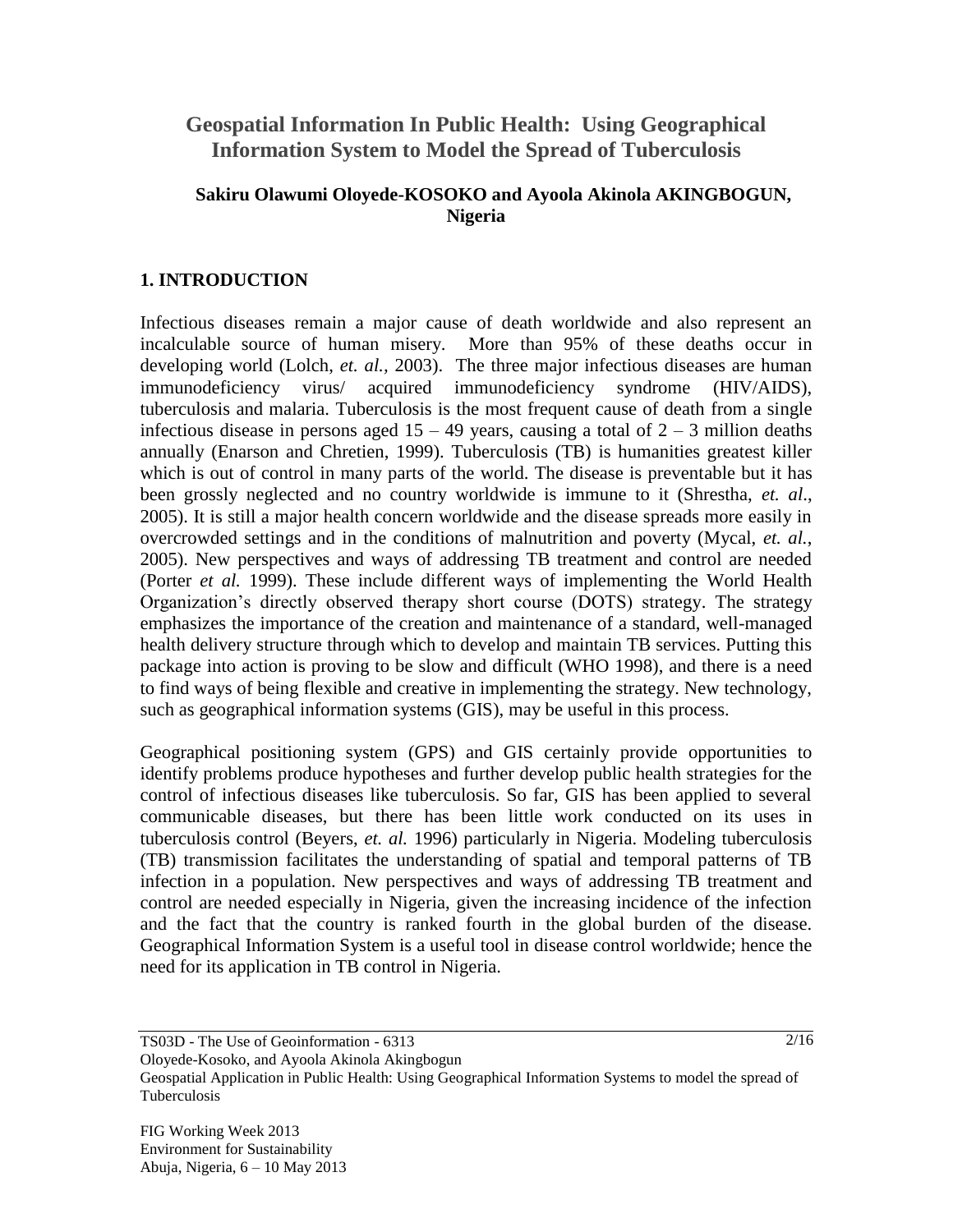# Geospatial Information In Public Health: Using Geographical Information System to Model the Spread of Tuberculosis

**Sakiru Olawumi Oloyede-KOSOKO and Ayoola Akinola AKINGBOGUN, Nigeria**

## 1. INTRODUCTION

Infectious diseases remain a major cause of death worldwide and also represent an incalculable source of human misery. More than 95% of these deaths occur in developing world (Lolch, *et. al.*, 2003). The three major infectious diseases are human immunodeficiency virus/ acquired immunodeficiency syndrome (HIV/AIDS), tuberculosis and malaria. Tuberculosis is the most frequent cause of death from a single infectious disease in persons aged 15 – 49 years, causing a total of 2 – 3 million deaths annually (Enarson and Chretien, 1999). Tuberculosis (TB) is humanities greatest killer which is out of control in many parts of the world. The disease is preventable but it has been grossly neglected and no country worldwide is immune to it (Shrestha, *et. al*., 2005). It is still a major health concern worldwide and the disease spreads more easily in overcrowded settings and in the conditions of malnutrition and poverty (Mycal, *et. al.*, 2005). New perspectives and ways of addressing TB treatment and control are needed (Porter *et al.* 1999). These include different ways of implementing the World Health Organization's directly observed therapy short course (DOTS) strategy. The strategy emphasizes the importance of the creation and maintenance of a standard, well-managed health delivery structure through which to develop and maintain TB services. Putting this package into action is proving to be slow and difficult (WHO 1998), and there is a need to find ways of being flexible and creative in implementing the strategy. New technology, such as geographical information systems (GIS), may be useful in this process.

Geographical positioning system (GPS) and GIS certainly provide opportunities to identify problems produce hypotheses and further develop public health strategies for the control of infectious diseases like tuberculosis. So far, GIS has been applied to several communicable diseases, but there has been little work conducted on its uses in tuberculosis control (Beyers, *et. al.* 1996) particularly in Nigeria. Modeling tuberculosis (TB) transmission facilitates the understanding of spatial and temporal patterns of TB infection in a population. New perspectives and ways of addressing TB treatment and control are needed especially in Nigeria, given the increasing incidence of the infection and the fact that the country is ranked fourth in the global burden of the disease. Geographical Information System is a useful tool in disease control worldwide; hence the need for its application in TB control in Nigeria.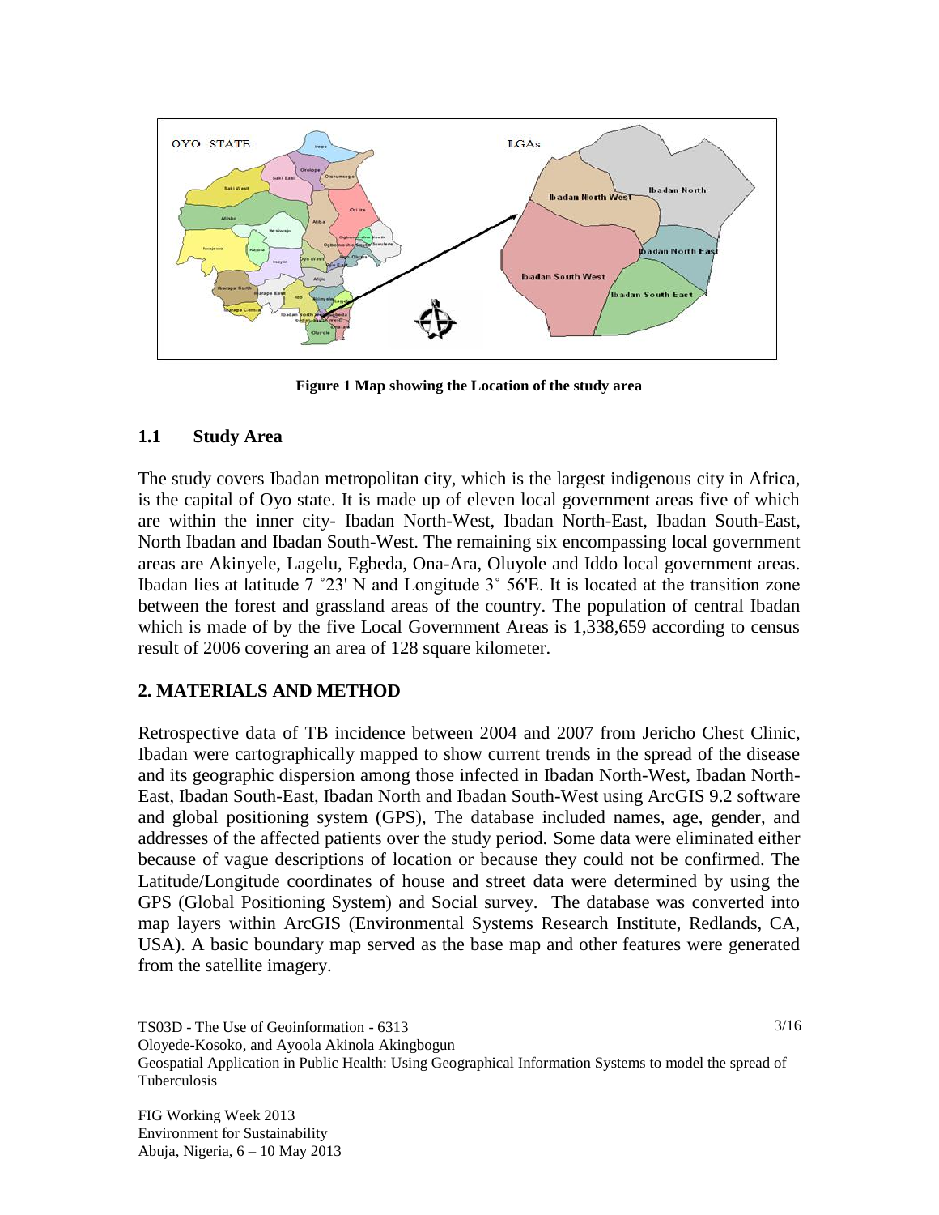**Figure 1 Map showing the Location of the study area**

## 1.1 Study Area

The study covers Ibadan metropolitan city, which is the largest indigenous city in Africa, is the capital of Oyo state. It is made up of eleven local government areas five of which are within the inner city- Ibadan North-West, Ibadan North-East, Ibadan South-East, North Ibadan and Ibadan South-West. The remaining six encompassing local government areas are Akinyele, Lagelu, Egbeda, Ona-Ara, Oluyole and Iddo local government areas. Ibadan lies at latitude 7 ˚23' N and Longitude 3˚ 56'E. It is located at the transition zone between the forest and grassland areas of the country. The population of central Ibadan which is made of by the five Local Government Areas is 1,338,659 according to census result of 2006 covering an area of 128 square kilometer.

## 2. MATERIALS AND METHOD

Retrospective data of TB incidence between 2004 and 2007 from Jericho Chest Clinic, Ibadan were cartographically mapped to show current trends in the spread of the disease and its geographic dispersion among those infected in Ibadan North-West, Ibadan North-East, Ibadan South-East, Ibadan North and Ibadan South-West using ArcGIS 9.2 software and global positioning system (GPS), The database included names, age, gender, and addresses of the affected patients over the study period. Some data were eliminated either because of vague descriptions of location or because they could not be confirmed. The Latitude/Longitude coordinates of house and street data were determined by using the GPS (Global Positioning System) and Social survey. The database was converted into map layers within ArcGIS (Environmental Systems Research Institute, Redlands, CA, USA). A basic boundary map served as the base map and other features were generated from the satellite imagery.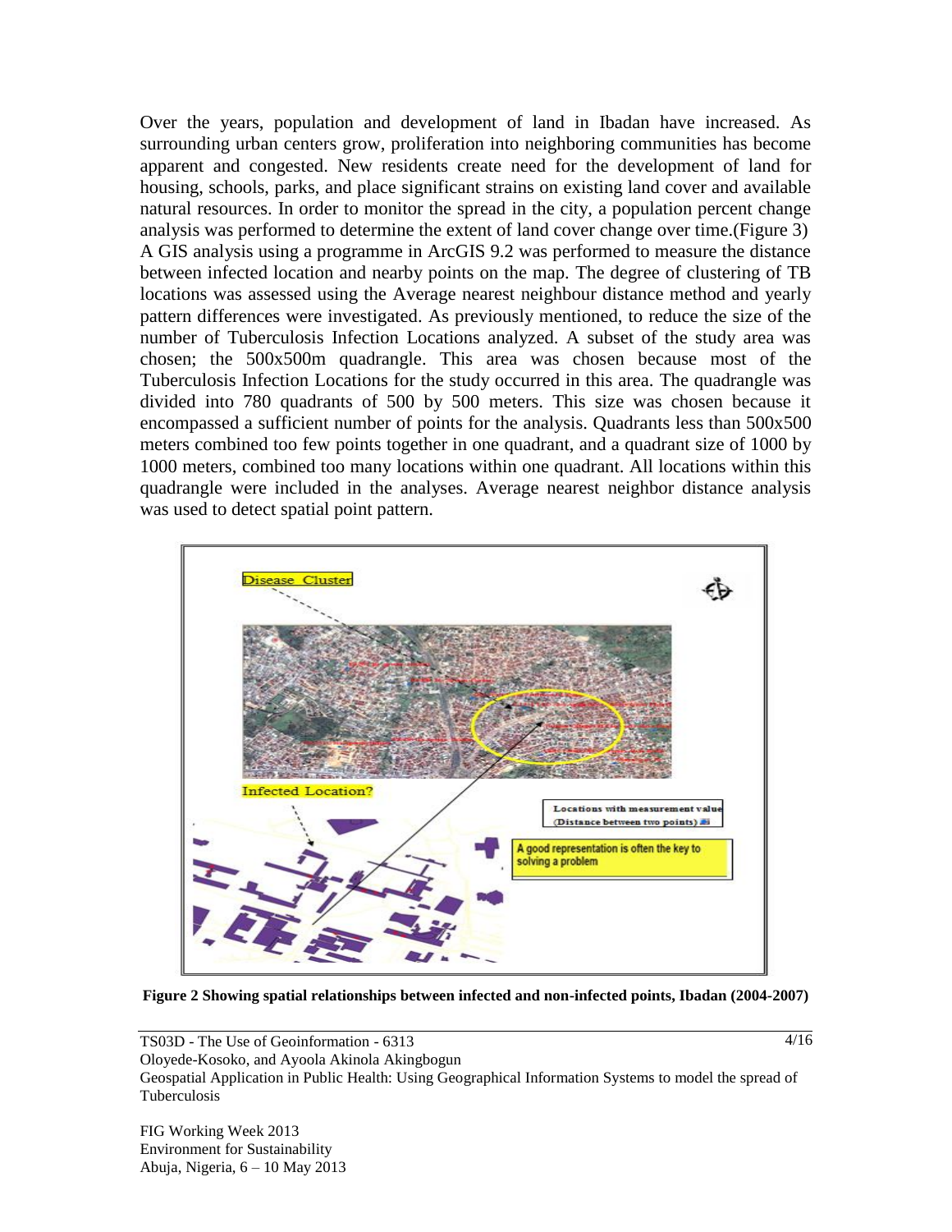Over the years, population and development of land in Ibadan have increased. As surrounding urban centers grow, proliferation into neighboring communities has become apparent and congested. New residents create need for the development of land for housing, schools, parks, and place significant strains on existing land cover and available natural resources. In order to monitor the spread in the city, a population percent change analysis was performed to determine the extent of land cover change over time.(Figure 3) A GIS analysis using a programme in ArcGIS 9.2 was performed to measure the distance between infected location and nearby points on the map. The degree of clustering of TB locations was assessed using the Average nearest neighbour distance method and yearly pattern differences were investigated. As previously mentioned, to reduce the size of the number of Tuberculosis Infection Locations analyzed. A subset of the study area was chosen; the 500x500m quadrangle. This area was chosen because most of the Tuberculosis Infection Locations for the study occurred in this area. The quadrangle was divided into 780 quadrants of 500 by 500 meters. This size was chosen because it encompassed a sufficient number of points for the analysis. Quadrants less than 500x500 meters combined too few points together in one quadrant, and a quadrant size of 1000 by 1000 meters, combined too many locations within one quadrant. All locations within this quadrangle were included in the analyses. Average nearest neighbor distance analysis was used to detect spatial point pattern.

**Figure 2 Showing spatial relationships between infected and non-infected points, Ibadan (2004-2007)**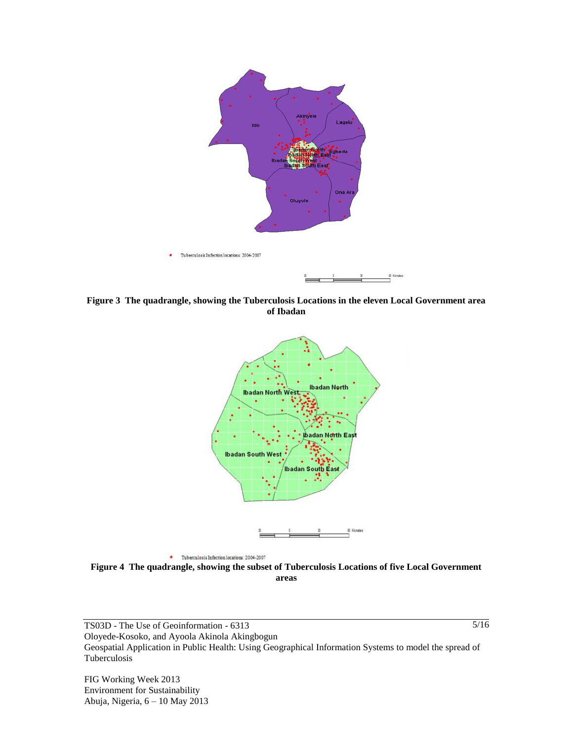**Figure 3 The quadrangle, showing the Tuberculosis Locations in the eleven Local Government area of Ibadan**

**Figure 4 The quadrangle, showing the subset of Tuberculosis Locations of five Local Government areas**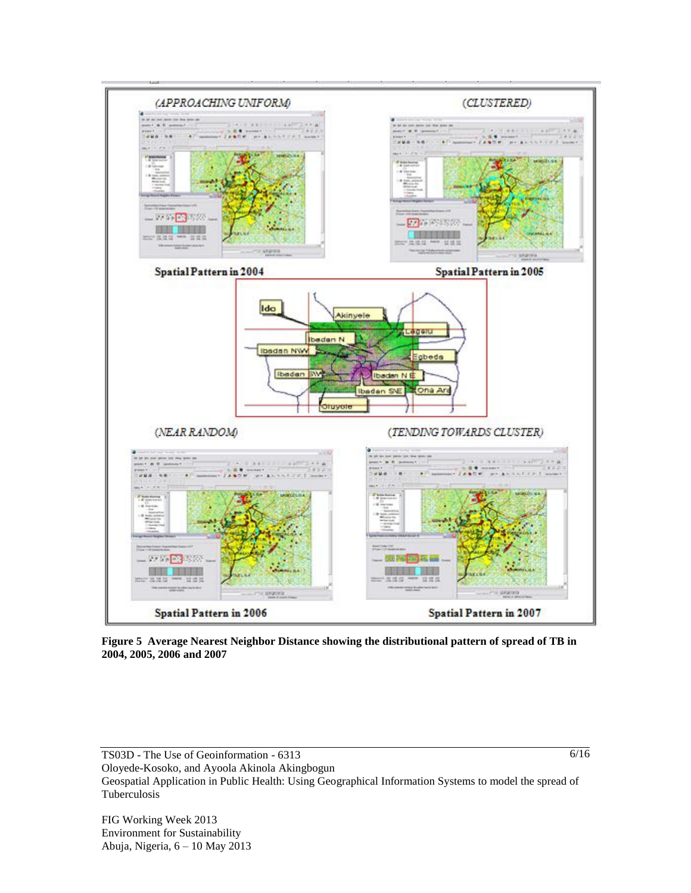**Figure 5 Average Nearest Neighbor Distance showing the distributional pattern of spread of TB in 2004, 2005, 2006 and 2007**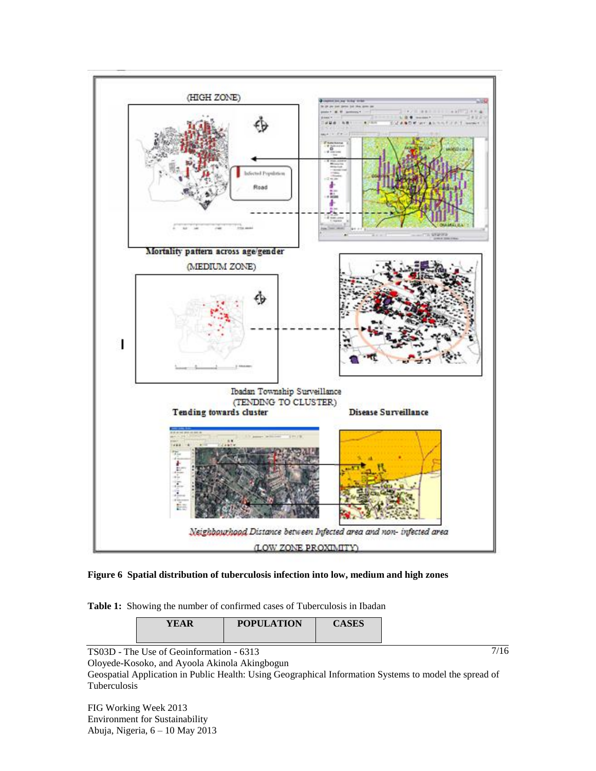**Figure 6 Spatial distribution of tuberculosis infection into low, medium and high zones**

**Table 1:** Showing the number of confirmed cases of Tuberculosis in Ibadan

| YEAR | POPULATION | CASES |
|---|---|---|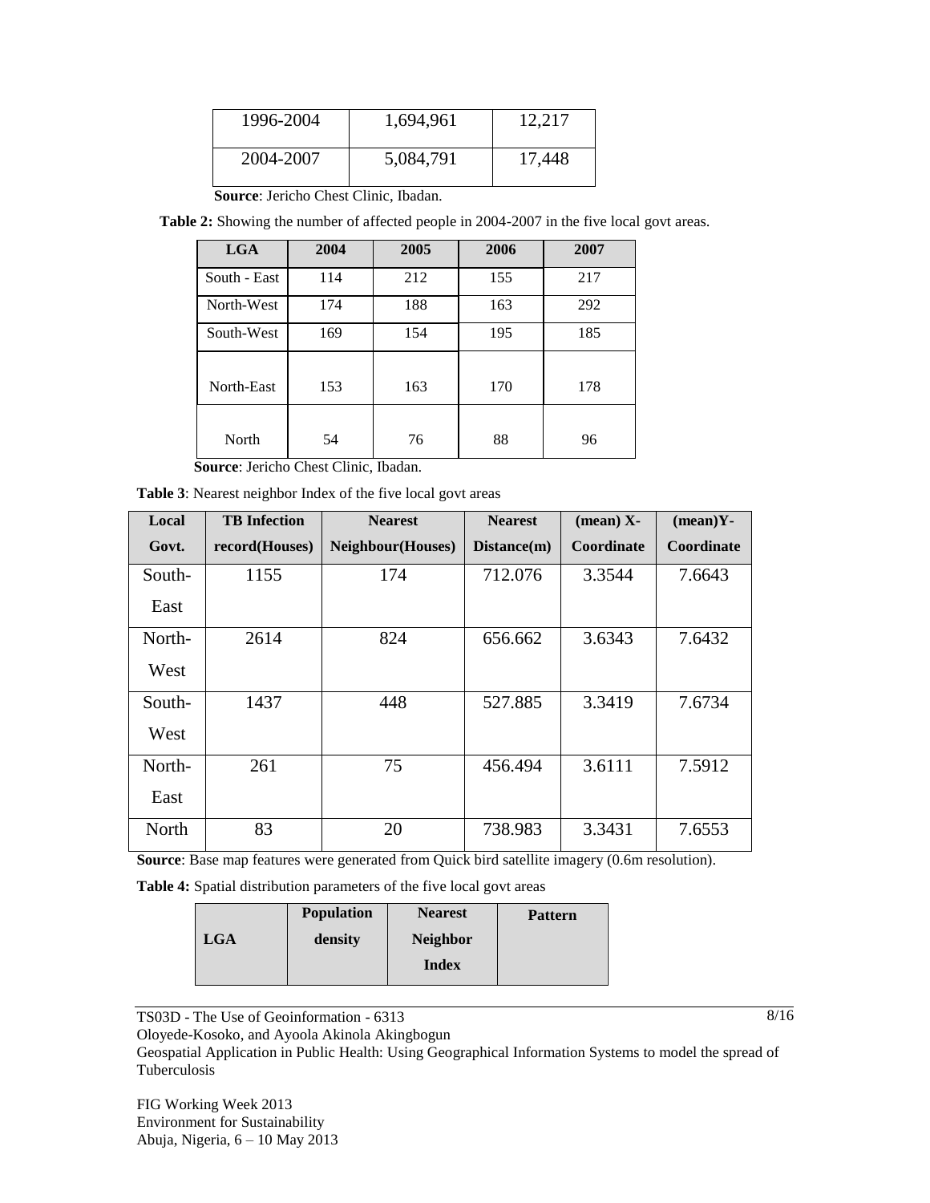| 1996-2004 | 1,694,961 | 12,217 |
|---|---|---|
| 2004-2007 | 5,084,791 | 17,448 |

**Source**: Jericho Chest Clinic, Ibadan.

**Table 2:** Showing the number of affected people in 2004-2007 in the five local govt areas.

| LGA | 2004 | 2005 | 2006 | 2007 |
|---|---|---|---|---|
| South - East | 114 | 212 | 155 | 217 |
| North-West | 174 | 188 | 163 | 292 |
| South-West | 169 | 154 | 195 | 185 |
| North-East | 153 | 163 | 170 | 178 |
| North | 54 | 76 | 88 | 96 |

**Source**: Jericho Chest Clinic, Ibadan.

**Table 3**: Nearest neighbor Index of the five local govt areas

| Local Govt. | TB Infection record(Houses) | Nearest Neighbour(Houses) | Nearest Distance(m) | (mean) X-Coordinate | (mean)Y-Coordinate |
|---|---|---|---|---|---|
| South-East | 1155 | 174 | 712.076 | 3.3544 | 7.6643 |
| North-West | 2614 | 824 | 656.662 | 3.6343 | 7.6432 |
| South-West | 1437 | 448 | 527.885 | 3.3419 | 7.6734 |
| North-East | 261 | 75 | 456.494 | 3.6111 | 7.5912 |
| North | 83 | 20 | 738.983 | 3.3431 | 7.6553 |

**Source**: Base map features were generated from Quick bird satellite imagery (0.6m resolution).

**Table 4:** Spatial distribution parameters of the five local govt areas

| LGA | Population density | Nearest Neighbor Index | Pattern |
|---|---|---|---|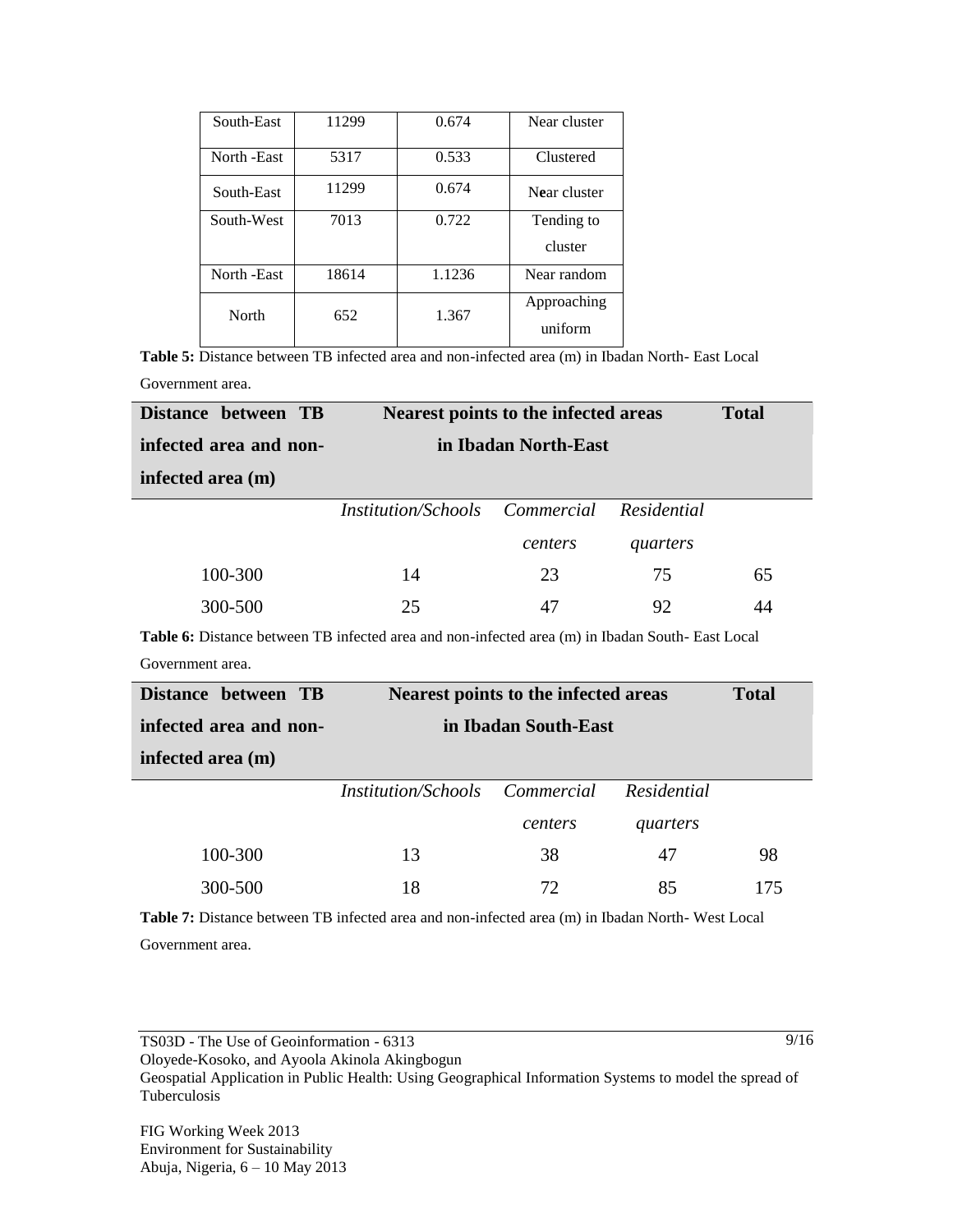| | | | |
|---|---|---|---|
| South-East | 11299 | 0.674 | Near cluster |
| North -East | 5317 | 0.533 | Clustered |
| South-East | 11299 | 0.674 | Near cluster |
| South-West | 7013 | 0.722 | Tending to cluster |
| North -East | 18614 | 1.1236 | Near random |
| North | 652 | 1.367 | Approaching uniform |

**Table 5:** Distance between TB infected area and non-infected area (m) in Ibadan North- East Local Government area.

| **Distance between TB infected area and non-infected area (m)** | **Nearest points to the infected areas in Ibadan North-East** | | | **Total** |
|---|---|---|---|---|
| | *Institution/Schools* | *Commercial centers* | *Residential quarters* | |
| 100-300 | 14 | 23 | 75 | 65 |
| 300-500 | 25 | 47 | 92 | 44 |

**Table 6:** Distance between TB infected area and non-infected area (m) in Ibadan South- East Local Government area.

| **Distance between TB infected area and non-infected area (m)** | **Nearest points to the infected areas in Ibadan South-East** | | | **Total** |
|---|---|---|---|---|
| | *Institution/Schools* | *Commercial centers* | *Residential quarters* | |
| 100-300 | 13 | 38 | 47 | 98 |
| 300-500 | 18 | 72 | 85 | 175 |

**Table 7:** Distance between TB infected area and non-infected area (m) in Ibadan North- West Local Government area.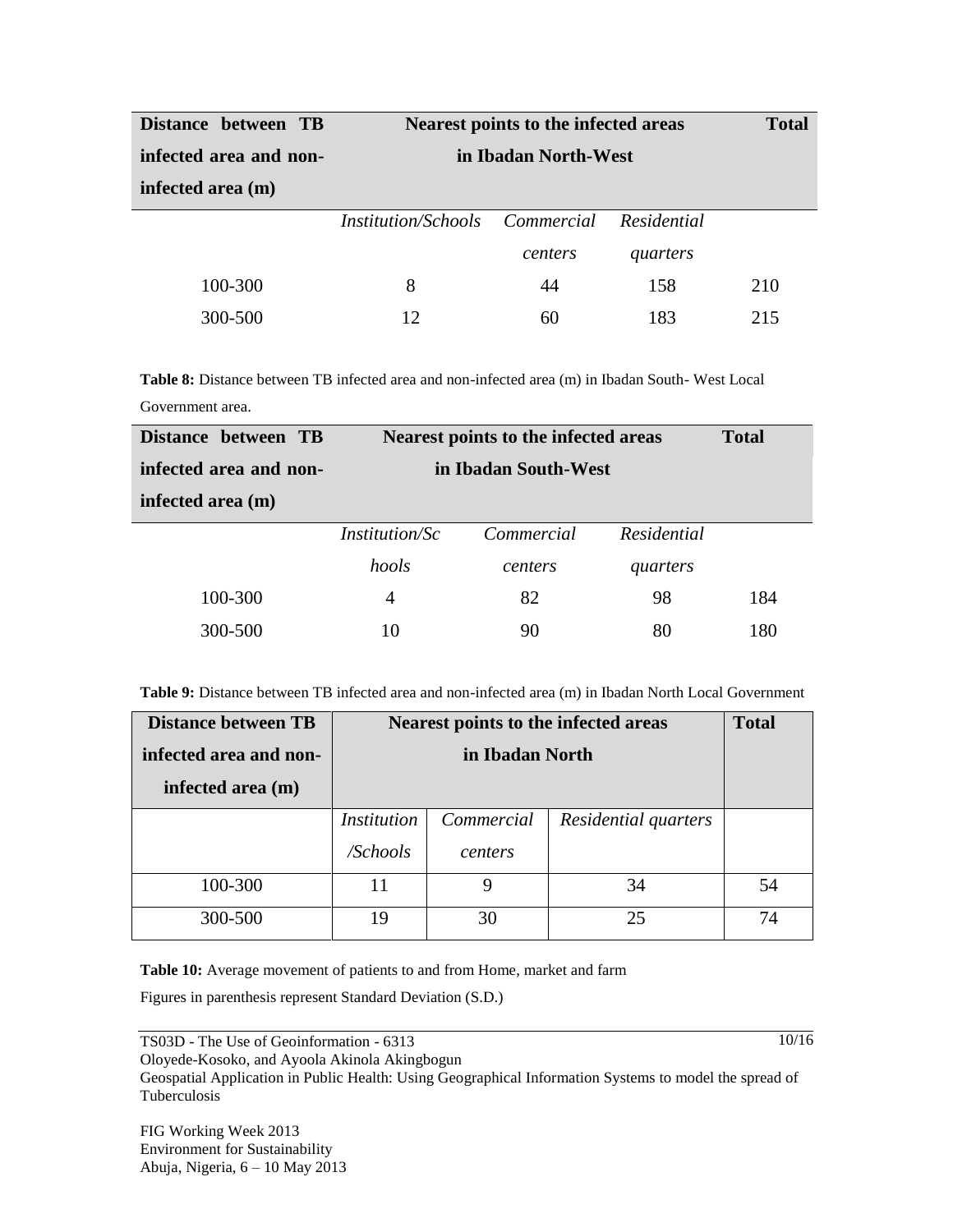| Distance between TB infected area and non-infected area (m) | Nearest points to the infected areas in Ibadan North-West | | | Total |
|---|---|---|---|---|
| | *Institution/Schools* | *Commercial centers* | *Residential quarters* | |
| 100-300 | 8 | 44 | 158 | 210 |
| 300-500 | 12 | 60 | 183 | 215 |

**Table 8:** Distance between TB infected area and non-infected area (m) in Ibadan South- West Local Government area.

| Distance between TB infected area and non-infected area (m) | Nearest points to the infected areas in Ibadan South-West | | | Total |
|---|---|---|---|---|
| | *Institution/Schools* | *Commercial centers* | *Residential quarters* | |
| 100-300 | 4 | 82 | 98 | 184 |
| 300-500 | 10 | 90 | 80 | 180 |

**Table 9:** Distance between TB infected area and non-infected area (m) in Ibadan North Local Government

| Distance between TB infected area and non-infected area (m) | Nearest points to the infected areas in Ibadan North | | | Total |
|---|---|---|---|---|
| | *Institution /Schools* | *Commercial centers* | *Residential quarters* | |
| 100-300 | 11 | 9 | 34 | 54 |
| 300-500 | 19 | 30 | 25 | 74 |

**Table 10:** Average movement of patients to and from Home, market and farm

Figures in parenthesis represent Standard Deviation (S.D.)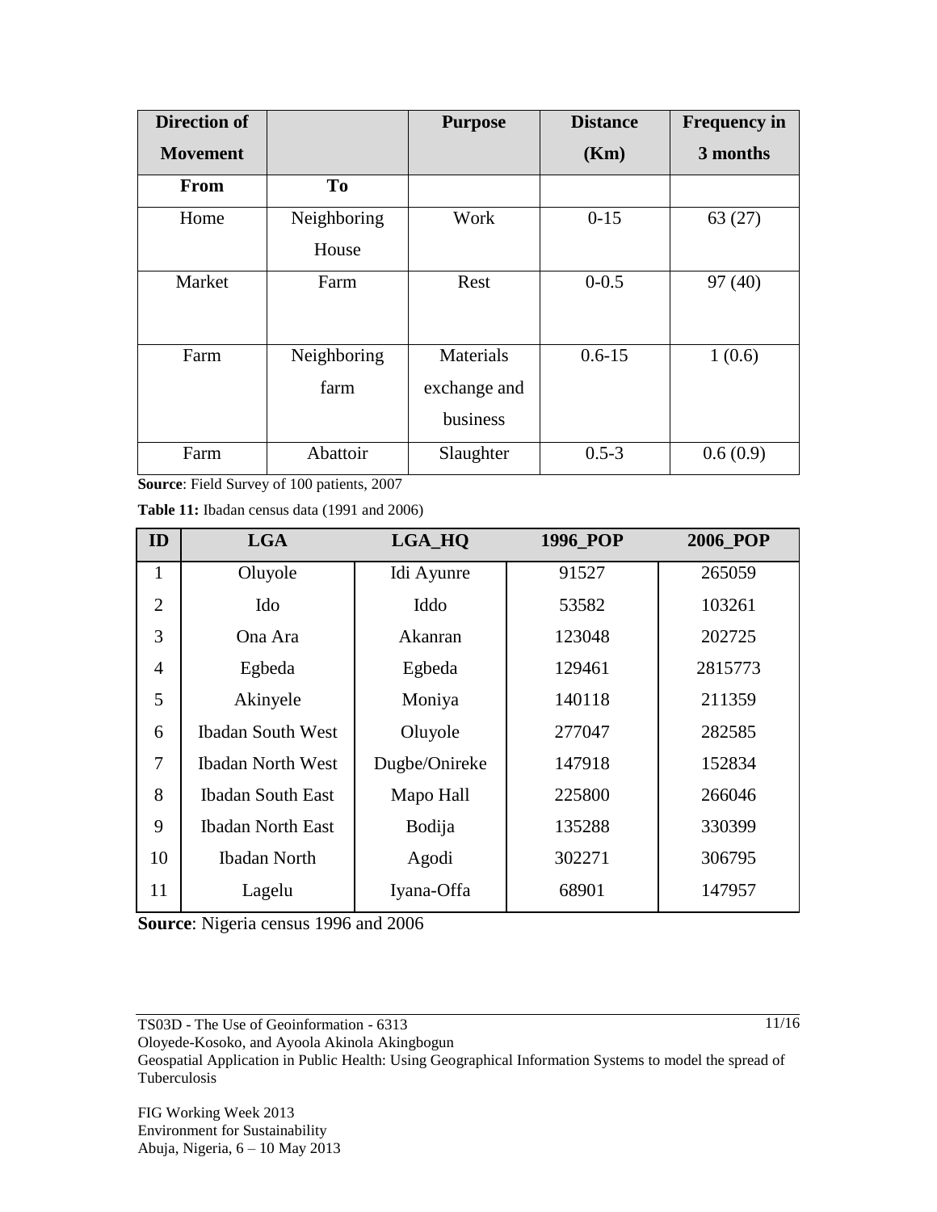| Direction of Movement | | Purpose | Distance (Km) | Frequency in 3 months |
|---|---|---|---|---|
| From | To | | | |
| Home | Neighboring House | Work | 0-15 | 63 (27) |
| Market | Farm | Rest | 0-0.5 | 97 (40) |
| Farm | Neighboring farm | Materials exchange and business | 0.6-15 | 1 (0.6) |
| Farm | Abattoir | Slaughter | 0.5-3 | 0.6 (0.9) |

**Source**: Field Survey of 100 patients, 2007

**Table 11:** Ibadan census data (1991 and 2006)

| ID | LGA | LGA_HQ | 1996_POP | 2006_POP |
|---|---|---|---|---|
| 1 | Oluyole | Idi Ayunre | 91527 | 265059 |
| 2 | Ido | Iddo | 53582 | 103261 |
| 3 | Ona Ara | Akanran | 123048 | 202725 |
| 4 | Egbeda | Egbeda | 129461 | 2815773 |
| 5 | Akinyele | Moniya | 140118 | 211359 |
| 6 | Ibadan South West | Oluyole | 277047 | 282585 |
| 7 | Ibadan North West | Dugbe/Onireke | 147918 | 152834 |
| 8 | Ibadan South East | Mapo Hall | 225800 | 266046 |
| 9 | Ibadan North East | Bodija | 135288 | 330399 |
| 10 | Ibadan North | Agodi | 302271 | 306795 |
| 11 | Lagelu | Iyana-Offa | 68901 | 147957 |

**Source**: Nigeria census 1996 and 2006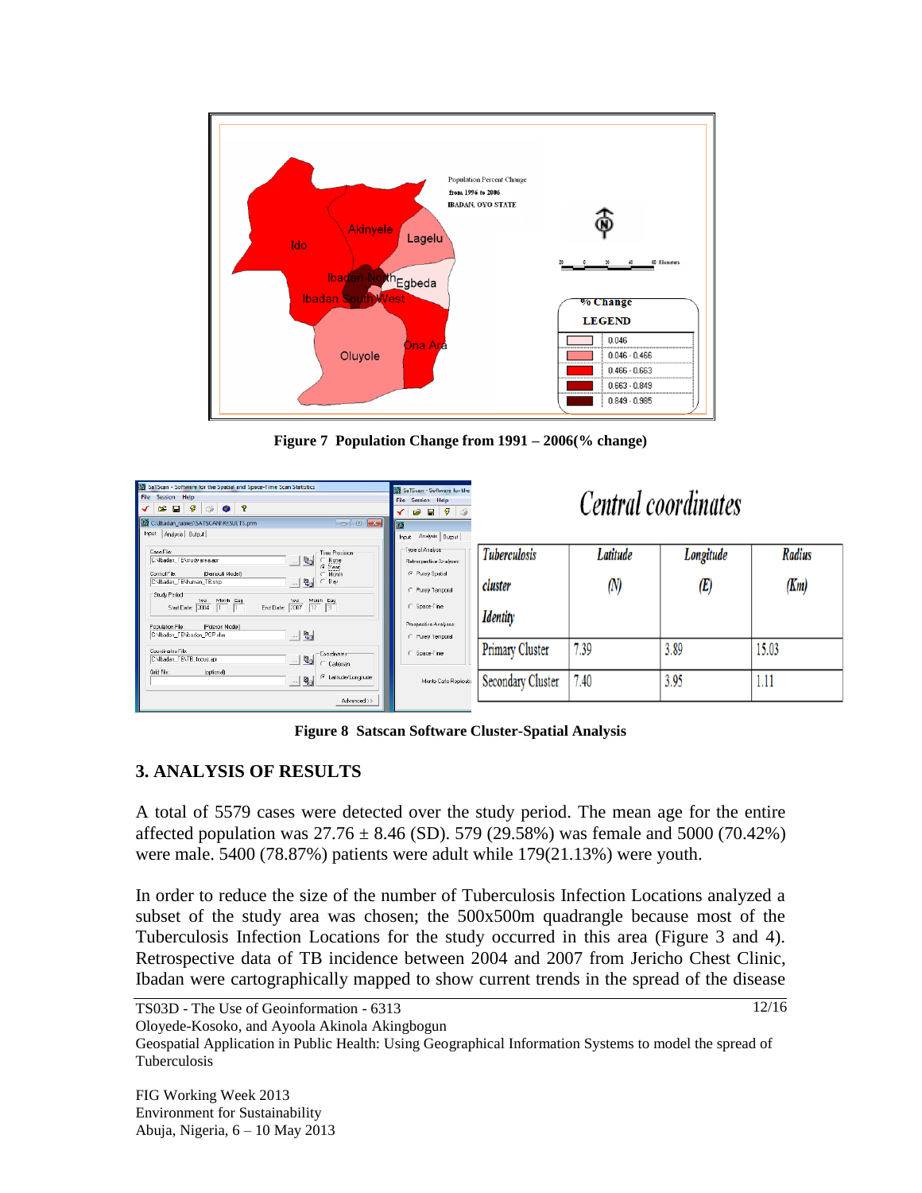Figure 7  Population Change from 1991 – 2006(% change)

Central coordinates

| Tuberculosis cluster Identity | Latitude (N) | Longitude (E) | Radius (Km) |
|---|---|---|---|
| Primary Cluster | 7.39 | 3.89 | 15.03 |
| Secondary Cluster | 7.40 | 3.95 | 1.11 |

Figure 8  Satscan Software Cluster-Spatial Analysis

## 3. ANALYSIS OF RESULTS

A total of 5579 cases were detected over the study period. The mean age for the entire affected population was 27.76 ± 8.46 (SD). 579 (29.58%) was female and 5000 (70.42%) were male. 5400 (78.87%) patients were adult while 179(21.13%) were youth.

In order to reduce the size of the number of Tuberculosis Infection Locations analyzed a subset of the study area was chosen; the 500x500m quadrangle because most of the Tuberculosis Infection Locations for the study occurred in this area (Figure 3 and 4). Retrospective data of TB incidence between 2004 and 2007 from Jericho Chest Clinic, Ibadan were cartographically mapped to show current trends in the spread of the disease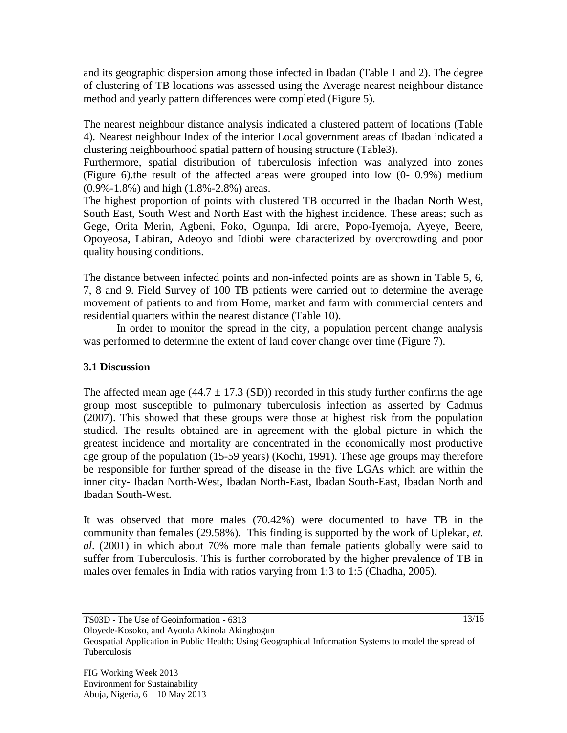and its geographic dispersion among those infected in Ibadan (Table 1 and 2). The degree of clustering of TB locations was assessed using the Average nearest neighbour distance method and yearly pattern differences were completed (Figure 5).

The nearest neighbour distance analysis indicated a clustered pattern of locations (Table 4). Nearest neighbour Index of the interior Local government areas of Ibadan indicated a clustering neighbourhood spatial pattern of housing structure (Table3).
Furthermore, spatial distribution of tuberculosis infection was analyzed into zones (Figure 6).the result of the affected areas were grouped into low (0- 0.9%) medium (0.9%-1.8%) and high (1.8%-2.8%) areas.
The highest proportion of points with clustered TB occurred in the Ibadan North West, South East, South West and North East with the highest incidence. These areas; such as Gege, Orita Merin, Agbeni, Foko, Ogunpa, Idi arere, Popo-Iyemoja, Ayeye, Beere, Opoyeosa, Labiran, Adeoyo and Idiobi were characterized by overcrowding and poor quality housing conditions.

The distance between infected points and non-infected points are as shown in Table 5, 6, 7, 8 and 9. Field Survey of 100 TB patients were carried out to determine the average movement of patients to and from Home, market and farm with commercial centers and residential quarters within the nearest distance (Table 10).

In order to monitor the spread in the city, a population percent change analysis was performed to determine the extent of land cover change over time (Figure 7).

## 3.1 Discussion

The affected mean age ($44.7 \pm 17.3$ (SD)) recorded in this study further confirms the age group most susceptible to pulmonary tuberculosis infection as asserted by Cadmus (2007). This showed that these groups were those at highest risk from the population studied. The results obtained are in agreement with the global picture in which the greatest incidence and mortality are concentrated in the economically most productive age group of the population (15-59 years) (Kochi, 1991). These age groups may therefore be responsible for further spread of the disease in the five LGAs which are within the inner city- Ibadan North-West, Ibadan North-East, Ibadan South-East, Ibadan North and Ibadan South-West.

It was observed that more males (70.42%) were documented to have TB in the community than females (29.58%). This finding is supported by the work of Uplekar, *et. al*. (2001) in which about 70% more male than female patients globally were said to suffer from Tuberculosis. This is further corroborated by the higher prevalence of TB in males over females in India with ratios varying from 1:3 to 1:5 (Chadha, 2005).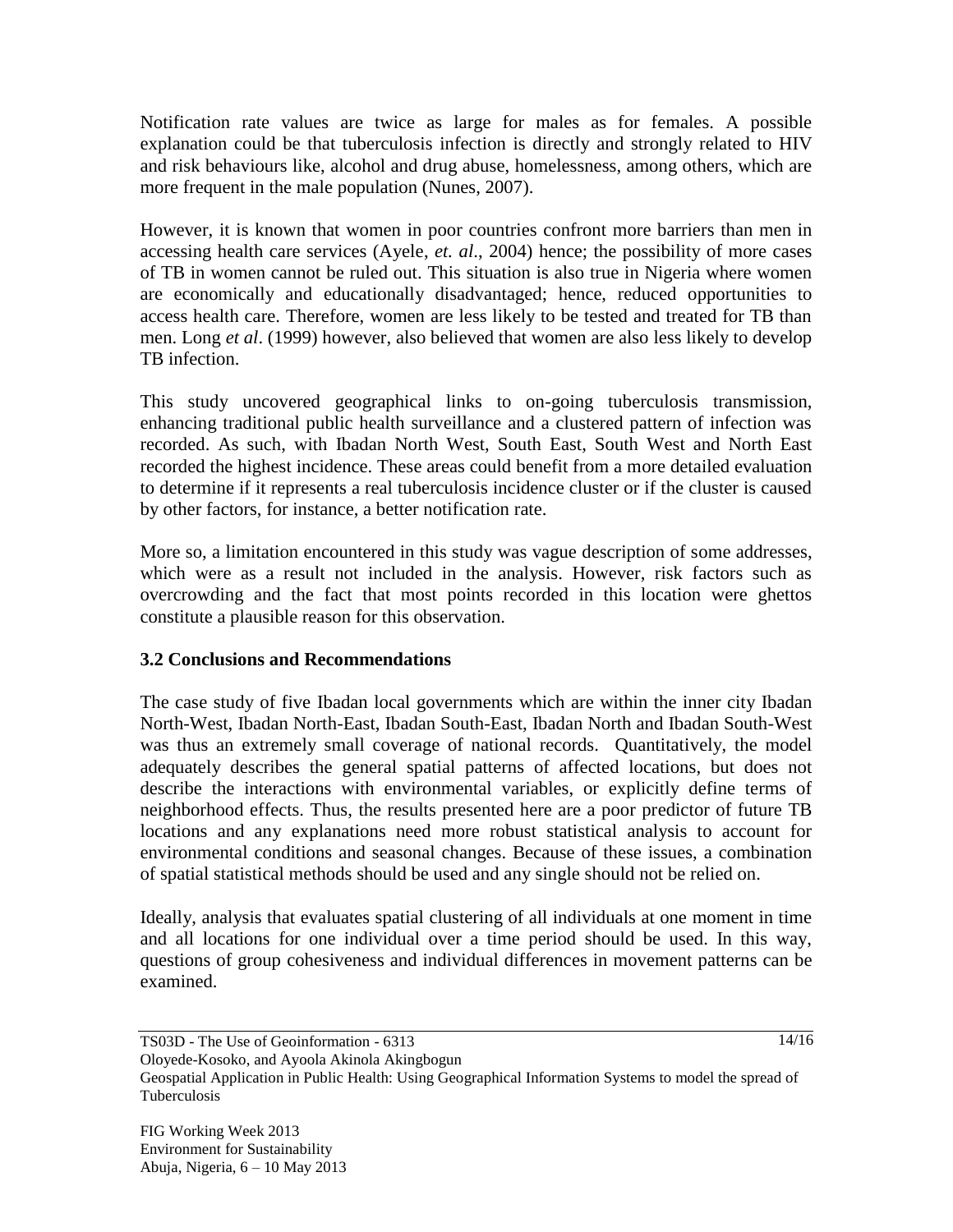Notification rate values are twice as large for males as for females. A possible explanation could be that tuberculosis infection is directly and strongly related to HIV and risk behaviours like, alcohol and drug abuse, homelessness, among others, which are more frequent in the male population (Nunes, 2007).

However, it is known that women in poor countries confront more barriers than men in accessing health care services (Ayele, *et. al*., 2004) hence; the possibility of more cases of TB in women cannot be ruled out. This situation is also true in Nigeria where women are economically and educationally disadvantaged; hence, reduced opportunities to access health care. Therefore, women are less likely to be tested and treated for TB than men. Long *et al*. (1999) however, also believed that women are also less likely to develop TB infection.

This study uncovered geographical links to on-going tuberculosis transmission, enhancing traditional public health surveillance and a clustered pattern of infection was recorded. As such, with Ibadan North West, South East, South West and North East recorded the highest incidence. These areas could benefit from a more detailed evaluation to determine if it represents a real tuberculosis incidence cluster or if the cluster is caused by other factors, for instance, a better notification rate.

More so, a limitation encountered in this study was vague description of some addresses, which were as a result not included in the analysis. However, risk factors such as overcrowding and the fact that most points recorded in this location were ghettos constitute a plausible reason for this observation.

### 3.2 Conclusions and Recommendations

The case study of five Ibadan local governments which are within the inner city Ibadan North-West, Ibadan North-East, Ibadan South-East, Ibadan North and Ibadan South-West was thus an extremely small coverage of national records. Quantitatively, the model adequately describes the general spatial patterns of affected locations, but does not describe the interactions with environmental variables, or explicitly define terms of neighborhood effects. Thus, the results presented here are a poor predictor of future TB locations and any explanations need more robust statistical analysis to account for environmental conditions and seasonal changes. Because of these issues, a combination of spatial statistical methods should be used and any single should not be relied on.

Ideally, analysis that evaluates spatial clustering of all individuals at one moment in time and all locations for one individual over a time period should be used. In this way, questions of group cohesiveness and individual differences in movement patterns can be examined.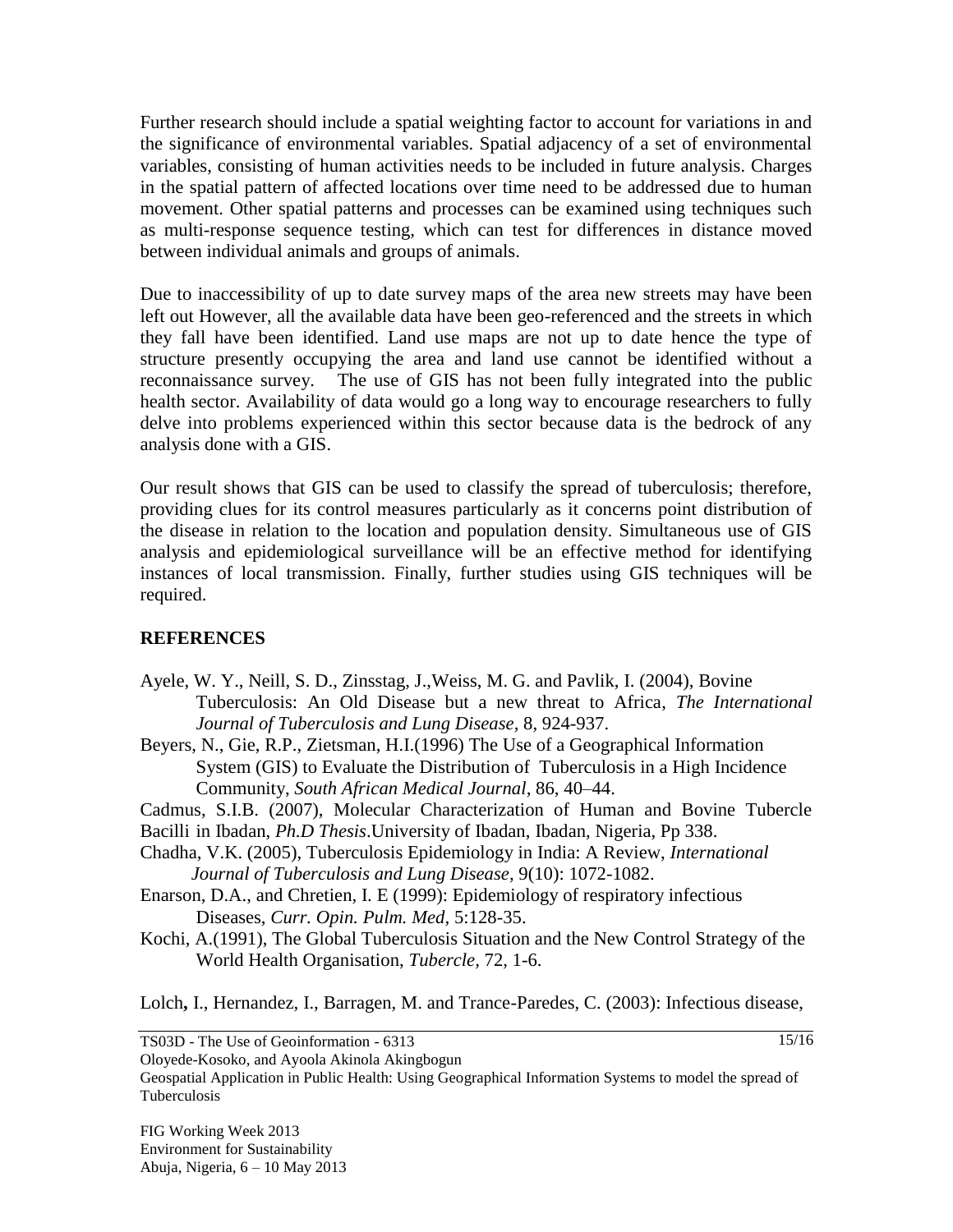Further research should include a spatial weighting factor to account for variations in and the significance of environmental variables. Spatial adjacency of a set of environmental variables, consisting of human activities needs to be included in future analysis. Charges in the spatial pattern of affected locations over time need to be addressed due to human movement. Other spatial patterns and processes can be examined using techniques such as multi-response sequence testing, which can test for differences in distance moved between individual animals and groups of animals.

Due to inaccessibility of up to date survey maps of the area new streets may have been left out However, all the available data have been geo-referenced and the streets in which they fall have been identified. Land use maps are not up to date hence the type of structure presently occupying the area and land use cannot be identified without a reconnaissance survey. The use of GIS has not been fully integrated into the public health sector. Availability of data would go a long way to encourage researchers to fully delve into problems experienced within this sector because data is the bedrock of any analysis done with a GIS.

Our result shows that GIS can be used to classify the spread of tuberculosis; therefore, providing clues for its control measures particularly as it concerns point distribution of the disease in relation to the location and population density. Simultaneous use of GIS analysis and epidemiological surveillance will be an effective method for identifying instances of local transmission. Finally, further studies using GIS techniques will be required.

## REFERENCES

Ayele, W. Y., Neill, S. D., Zinsstag, J.,Weiss, M. G. and Pavlik, I. (2004), Bovine Tuberculosis: An Old Disease but a new threat to Africa, *The International Journal of Tuberculosis and Lung Disease*, 8, 924-937.

Beyers, N., Gie, R.P., Zietsman, H.I.(1996) The Use of a Geographical Information System (GIS) to Evaluate the Distribution of Tuberculosis in a High Incidence Community, *South African Medical Journal*, 86, 40–44.

Cadmus, S.I.B. (2007), Molecular Characterization of Human and Bovine Tubercle Bacilli in Ibadan, *Ph.D Thesis*.University of Ibadan, Ibadan, Nigeria, Pp 338.

Chadha, V.K. (2005), Tuberculosis Epidemiology in India: A Review, *International Journal of Tuberculosis and Lung Disease*, 9(10): 1072-1082.

Enarson, D.A., and Chretien, I. E (1999): Epidemiology of respiratory infectious Diseases, *Curr. Opin. Pulm. Med*, 5:128-35.

Kochi, A.(1991), The Global Tuberculosis Situation and the New Control Strategy of the World Health Organisation, *Tubercle*, 72, 1-6.

Lolch**,** I., Hernandez, I., Barragen, M. and Trance-Paredes, C. (2003): Infectious disease,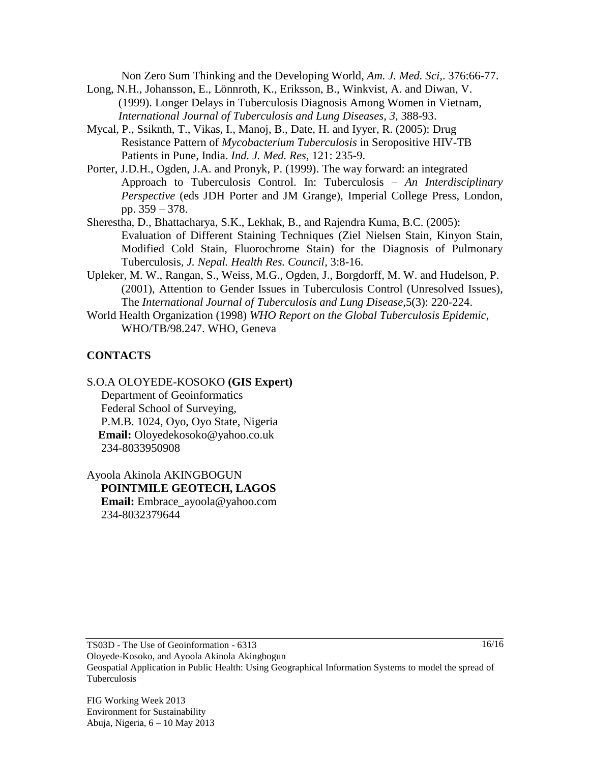Non Zero Sum Thinking and the Developing World, *Am. J. Med. Sci,*. 376:66-77.

Long, N.H., Johansson, E., Lönnroth, K., Eriksson, B., Winkvist, A. and Diwan, V. (1999). Longer Delays in Tuberculosis Diagnosis Among Women in Vietnam, *International Journal of Tuberculosis and Lung Diseases*, *3*, 388-93.

Mycal, P., Ssiknth, T., Vikas, I., Manoj, B., Date, H. and Iyyer, R. (2005): Drug Resistance Pattern of *Mycobacterium Tuberculosis* in Seropositive HIV-TB Patients in Pune, India. *Ind. J. Med. Res*, 121: 235-9.

Porter, J.D.H., Ogden, J.A. and Pronyk, P. (1999). The way forward: an integrated Approach to Tuberculosis Control. In: Tuberculosis – *An Interdisciplinary Perspective* (eds JDH Porter and JM Grange), Imperial College Press, London, pp. 359 – 378.

Sherestha, D., Bhattacharya, S.K., Lekhak, B., and Rajendra Kuma, B.C. (2005): Evaluation of Different Staining Techniques (Ziel Nielsen Stain, Kinyon Stain, Modified Cold Stain, Fluorochrome Stain) for the Diagnosis of Pulmonary Tuberculosis, *J. Nepal. Health Res. Council*, 3:8-16.

Upleker, M. W., Rangan, S., Weiss, M.G., Ogden, J., Borgdorff, M. W. and Hudelson, P. (2001), Attention to Gender Issues in Tuberculosis Control (Unresolved Issues), The *International Journal of Tuberculosis and Lung Disease*,5(3): 220-224.

World Health Organization (1998) *WHO Report on the Global Tuberculosis Epidemic*, WHO/TB/98.247. WHO, Geneva

## CONTACTS

S.O.A OLOYEDE-KOSOKO **(GIS Expert)**
Department of Geoinformatics
Federal School of Surveying,
P.M.B. 1024, Oyo, Oyo State, Nigeria
**Email:** Oloyedekosoko@yahoo.co.uk
234-8033950908

Ayoola Akinola AKINGBOGUN
**POINTMILE GEOTECH, LAGOS**
**Email:** Embrace_ayoola@yahoo.com
234-8032379644